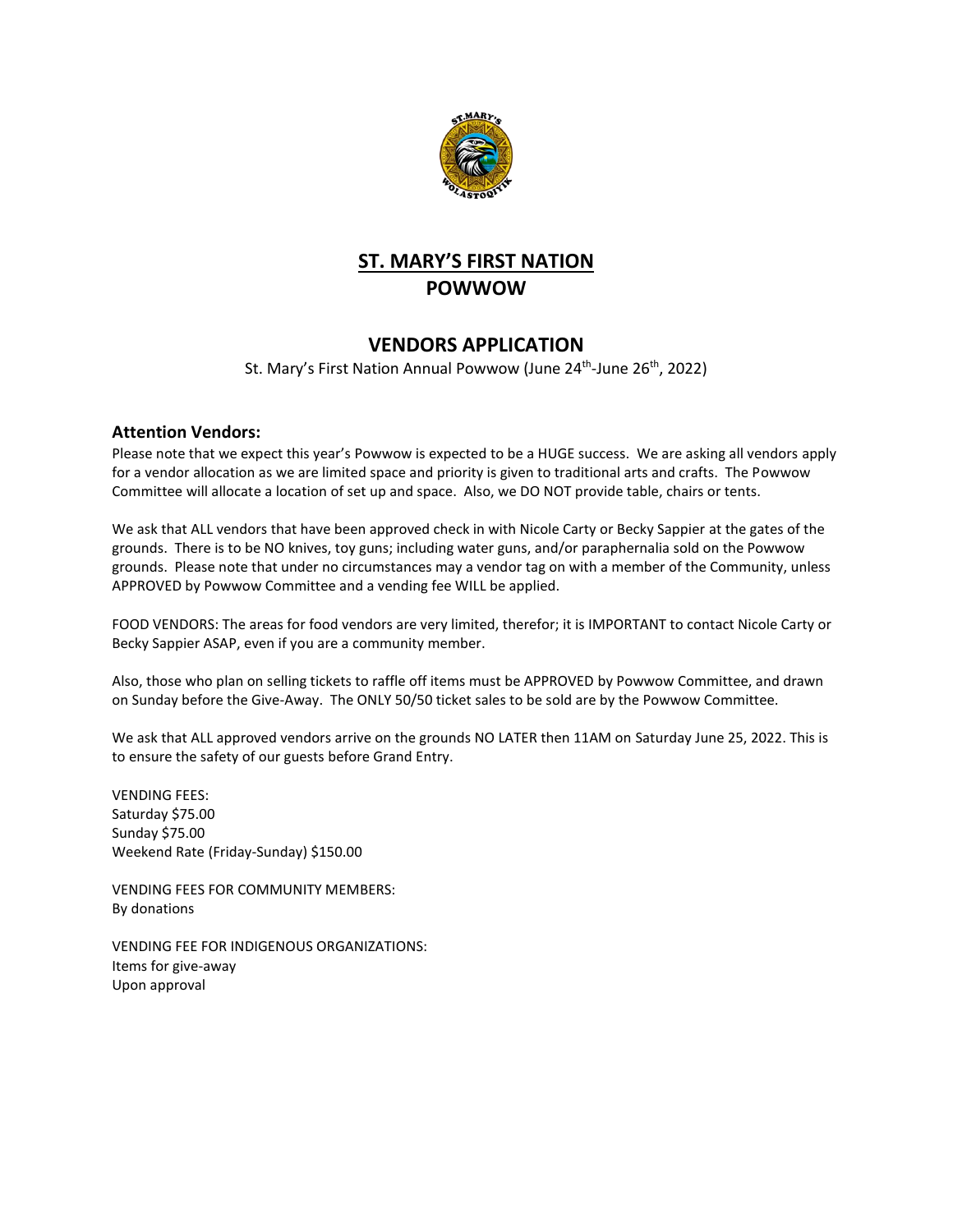# ST. MARY'S FIRST NATION
# POWWOW

## VENDORS APPLICATION

St. Mary's First Nation Annual Powwow (June 24th-June 26th, 2022)

### Attention Vendors:

Please note that we expect this year's Powwow is expected to be a HUGE success. We are asking all vendors apply for a vendor allocation as we are limited space and priority is given to traditional arts and crafts. The Powwow Committee will allocate a location of set up and space. Also, we DO NOT provide table, chairs or tents.

We ask that ALL vendors that have been approved check in with Nicole Carty or Becky Sappier at the gates of the grounds. There is to be NO knives, toy guns; including water guns, and/or paraphernalia sold on the Powwow grounds. Please note that under no circumstances may a vendor tag on with a member of the Community, unless APPROVED by Powwow Committee and a vending fee WILL be applied.

FOOD VENDORS: The areas for food vendors are very limited, therefor; it is IMPORTANT to contact Nicole Carty or Becky Sappier ASAP, even if you are a community member.

Also, those who plan on selling tickets to raffle off items must be APPROVED by Powwow Committee, and drawn on Sunday before the Give-Away. The ONLY 50/50 ticket sales to be sold are by the Powwow Committee.

We ask that ALL approved vendors arrive on the grounds NO LATER then 11AM on Saturday June 25, 2022. This is to ensure the safety of our guests before Grand Entry.

VENDING FEES:
Saturday $75.00
Sunday $75.00
Weekend Rate (Friday-Sunday) $150.00

VENDING FEES FOR COMMUNITY MEMBERS:
By donations

VENDING FEE FOR INDIGENOUS ORGANIZATIONS:
Items for give-away
Upon approval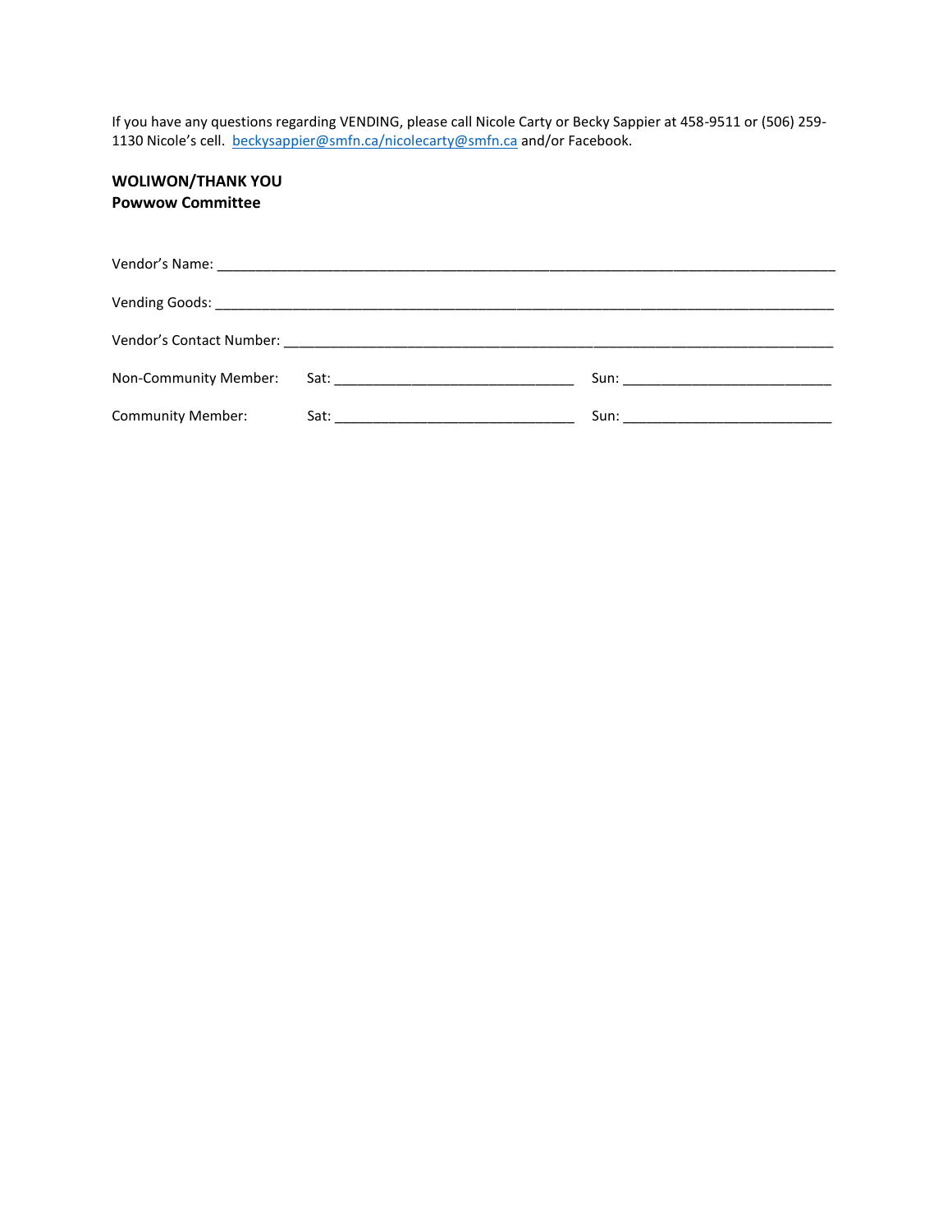If you have any questions regarding VENDING, please call Nicole Carty or Becky Sappier at 458-9511 or (506) 259-1130 Nicole's cell. beckysappier@smfn.ca/nicolecarty@smfn.ca and/or Facebook.

**WOLIWON/THANK YOU**
**Powwow Committee**

Vendor's Name: ___________________________________________________________________________

Vending Goods: ___________________________________________________________________________

Vendor's Contact Number: ___________________________________________________________________

Non-Community Member: Sat: ______________________________ Sun: ___________________________

Community Member: Sat: ______________________________ Sun: ___________________________